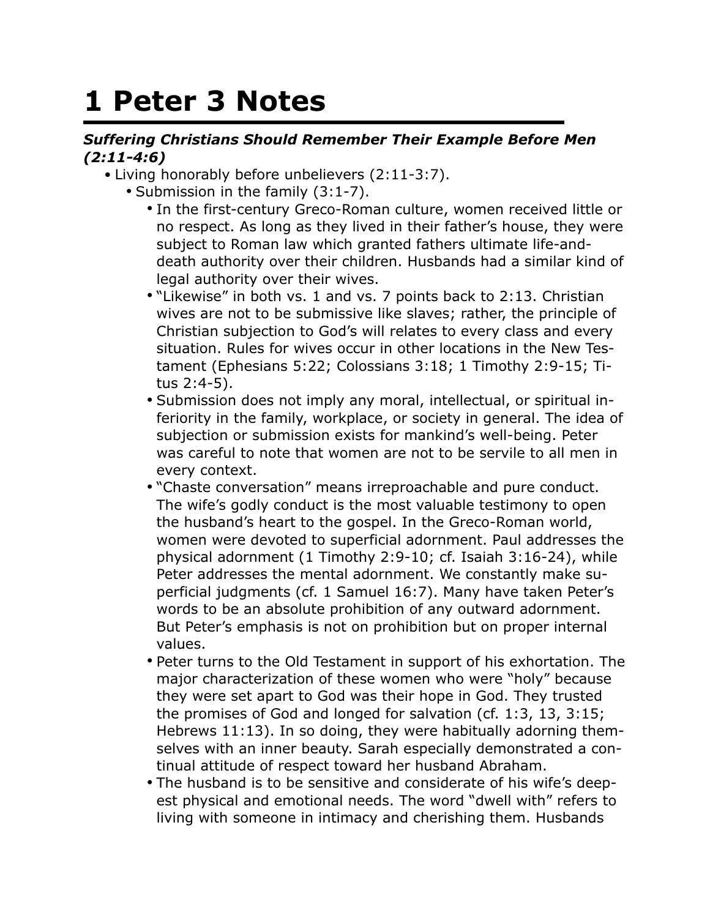# 1 Peter 3 Notes

***Suffering Christians Should Remember Their Example Before Men (2:11-4:6)***

- Living honorably before unbelievers (2:11-3:7).
  - Submission in the family (3:1-7).
    - In the first-century Greco-Roman culture, women received little or no respect. As long as they lived in their father's house, they were subject to Roman law which granted fathers ultimate life-and-death authority over their children. Husbands had a similar kind of legal authority over their wives.
    - "Likewise" in both vs. 1 and vs. 7 points back to 2:13. Christian wives are not to be submissive like slaves; rather, the principle of Christian subjection to God's will relates to every class and every situation. Rules for wives occur in other locations in the New Testament (Ephesians 5:22; Colossians 3:18; 1 Timothy 2:9-15; Titus 2:4-5).
    - Submission does not imply any moral, intellectual, or spiritual inferiority in the family, workplace, or society in general. The idea of subjection or submission exists for mankind's well-being. Peter was careful to note that women are not to be servile to all men in every context.
    - "Chaste conversation" means irreproachable and pure conduct. The wife's godly conduct is the most valuable testimony to open the husband's heart to the gospel. In the Greco-Roman world, women were devoted to superficial adornment. Paul addresses the physical adornment (1 Timothy 2:9-10; cf. Isaiah 3:16-24), while Peter addresses the mental adornment. We constantly make superficial judgments (cf. 1 Samuel 16:7). Many have taken Peter's words to be an absolute prohibition of any outward adornment. But Peter's emphasis is not on prohibition but on proper internal values.
    - Peter turns to the Old Testament in support of his exhortation. The major characterization of these women who were "holy" because they were set apart to God was their hope in God. They trusted the promises of God and longed for salvation (cf. 1:3, 13, 3:15; Hebrews 11:13). In so doing, they were habitually adorning themselves with an inner beauty. Sarah especially demonstrated a continual attitude of respect toward her husband Abraham.
    - The husband is to be sensitive and considerate of his wife's deepest physical and emotional needs. The word "dwell with" refers to living with someone in intimacy and cherishing them. Husbands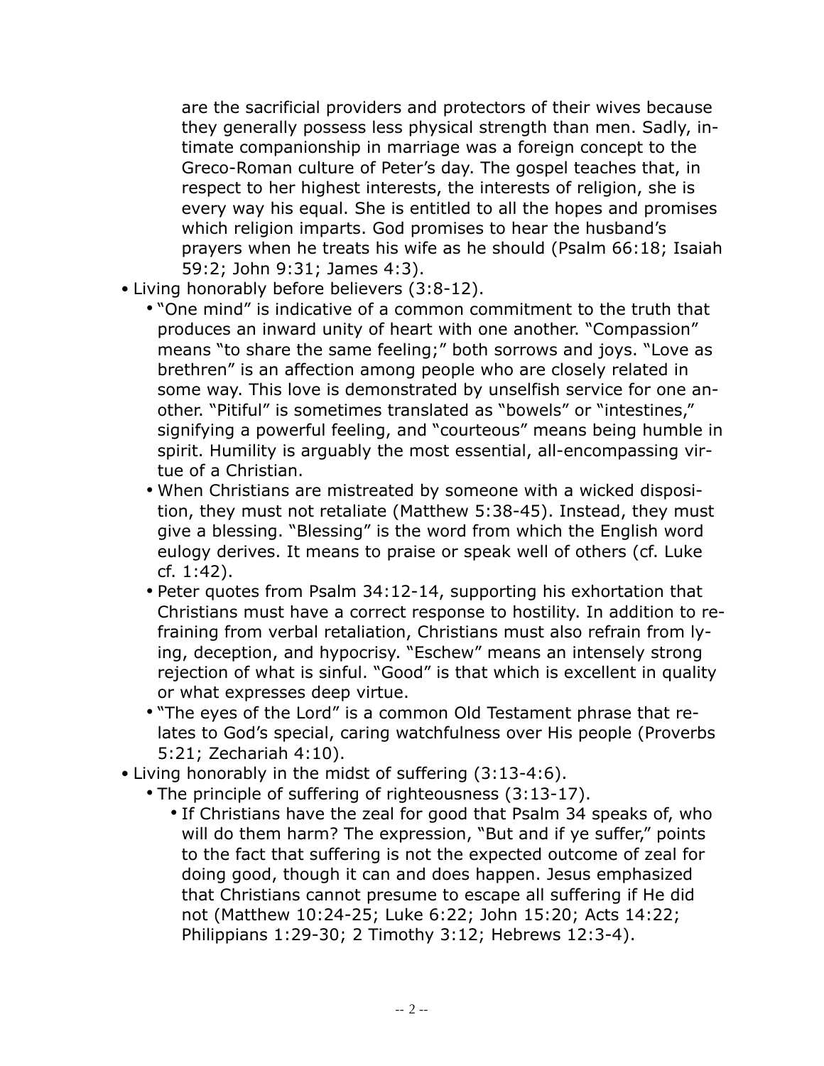are the sacrificial providers and protectors of their wives because they generally possess less physical strength than men. Sadly, intimate companionship in marriage was a foreign concept to the Greco-Roman culture of Peter's day. The gospel teaches that, in respect to her highest interests, the interests of religion, she is every way his equal. She is entitled to all the hopes and promises which religion imparts. God promises to hear the husband's prayers when he treats his wife as he should (Psalm 66:18; Isaiah 59:2; John 9:31; James 4:3).

- Living honorably before believers (3:8-12).
  - "One mind" is indicative of a common commitment to the truth that produces an inward unity of heart with one another. "Compassion" means "to share the same feeling;" both sorrows and joys. "Love as brethren" is an affection among people who are closely related in some way. This love is demonstrated by unselfish service for one another. "Pitiful" is sometimes translated as "bowels" or "intestines," signifying a powerful feeling, and "courteous" means being humble in spirit. Humility is arguably the most essential, all-encompassing virtue of a Christian.
  - When Christians are mistreated by someone with a wicked disposition, they must not retaliate (Matthew 5:38-45). Instead, they must give a blessing. "Blessing" is the word from which the English word eulogy derives. It means to praise or speak well of others (cf. Luke cf. 1:42).
  - Peter quotes from Psalm 34:12-14, supporting his exhortation that Christians must have a correct response to hostility. In addition to refraining from verbal retaliation, Christians must also refrain from lying, deception, and hypocrisy. "Eschew" means an intensely strong rejection of what is sinful. "Good" is that which is excellent in quality or what expresses deep virtue.
  - "The eyes of the Lord" is a common Old Testament phrase that relates to God's special, caring watchfulness over His people (Proverbs 5:21; Zechariah 4:10).
- Living honorably in the midst of suffering (3:13-4:6).
  - The principle of suffering of righteousness (3:13-17).
    - If Christians have the zeal for good that Psalm 34 speaks of, who will do them harm? The expression, "But and if ye suffer," points to the fact that suffering is not the expected outcome of zeal for doing good, though it can and does happen. Jesus emphasized that Christians cannot presume to escape all suffering if He did not (Matthew 10:24-25; Luke 6:22; John 15:20; Acts 14:22; Philippians 1:29-30; 2 Timothy 3:12; Hebrews 12:3-4).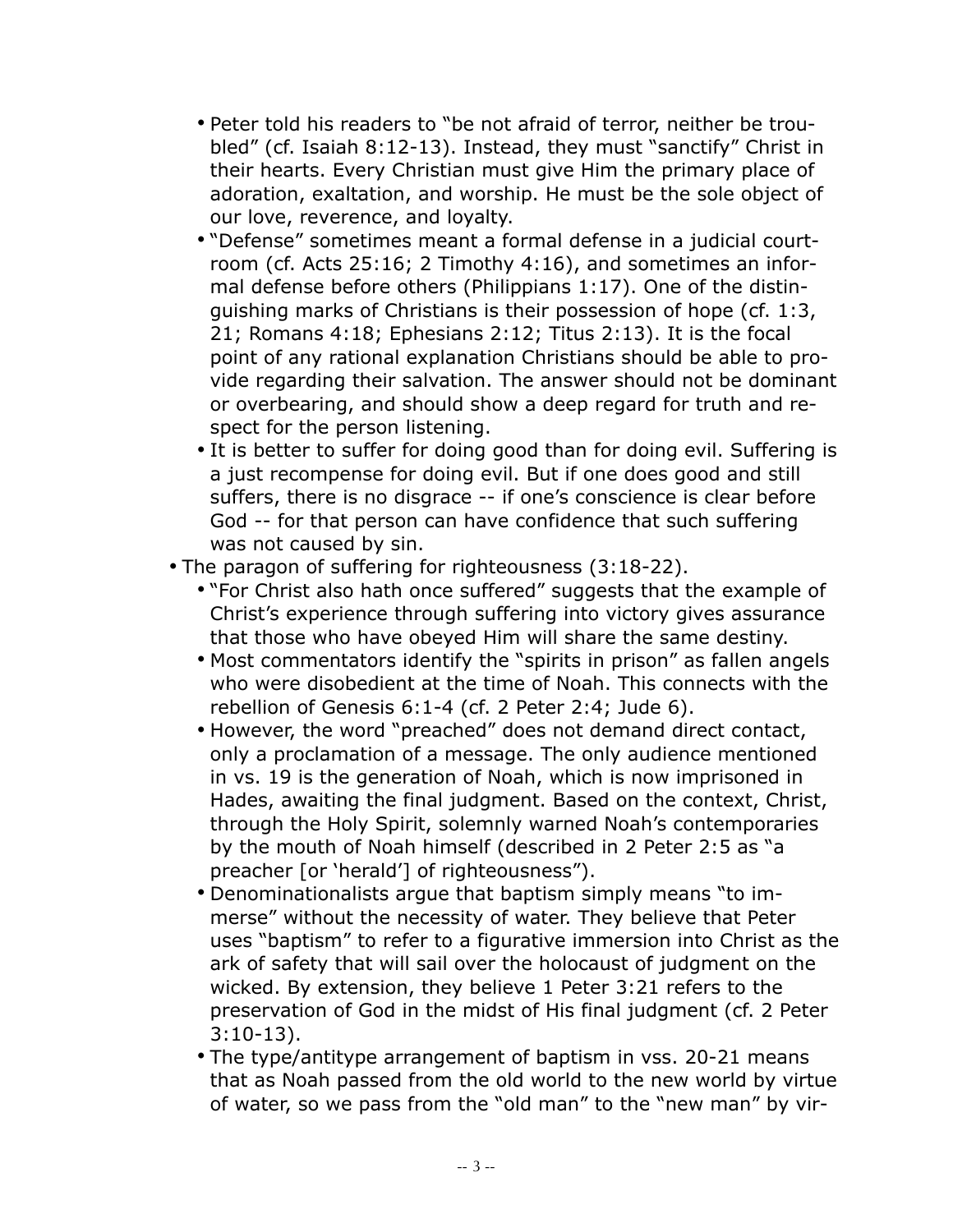- Peter told his readers to "be not afraid of terror, neither be troubled" (cf. Isaiah 8:12-13). Instead, they must "sanctify" Christ in their hearts. Every Christian must give Him the primary place of adoration, exaltation, and worship. He must be the sole object of our love, reverence, and loyalty.
- "Defense" sometimes meant a formal defense in a judicial courtroom (cf. Acts 25:16; 2 Timothy 4:16), and sometimes an informal defense before others (Philippians 1:17). One of the distinguishing marks of Christians is their possession of hope (cf. 1:3, 21; Romans 4:18; Ephesians 2:12; Titus 2:13). It is the focal point of any rational explanation Christians should be able to provide regarding their salvation. The answer should not be dominant or overbearing, and should show a deep regard for truth and respect for the person listening.
- It is better to suffer for doing good than for doing evil. Suffering is a just recompense for doing evil. But if one does good and still suffers, there is no disgrace -- if one's conscience is clear before God -- for that person can have confidence that such suffering was not caused by sin.

- The paragon of suffering for righteousness (3:18-22).
  - "For Christ also hath once suffered" suggests that the example of Christ's experience through suffering into victory gives assurance that those who have obeyed Him will share the same destiny.
  - Most commentators identify the "spirits in prison" as fallen angels who were disobedient at the time of Noah. This connects with the rebellion of Genesis 6:1-4 (cf. 2 Peter 2:4; Jude 6).
  - However, the word "preached" does not demand direct contact, only a proclamation of a message. The only audience mentioned in vs. 19 is the generation of Noah, which is now imprisoned in Hades, awaiting the final judgment. Based on the context, Christ, through the Holy Spirit, solemnly warned Noah's contemporaries by the mouth of Noah himself (described in 2 Peter 2:5 as "a preacher [or 'herald'] of righteousness").
  - Denominationalists argue that baptism simply means "to immerse" without the necessity of water. They believe that Peter uses "baptism" to refer to a figurative immersion into Christ as the ark of safety that will sail over the holocaust of judgment on the wicked. By extension, they believe 1 Peter 3:21 refers to the preservation of God in the midst of His final judgment (cf. 2 Peter 3:10-13).
  - The type/antitype arrangement of baptism in vss. 20-21 means that as Noah passed from the old world to the new world by virtue of water, so we pass from the "old man" to the "new man" by vir-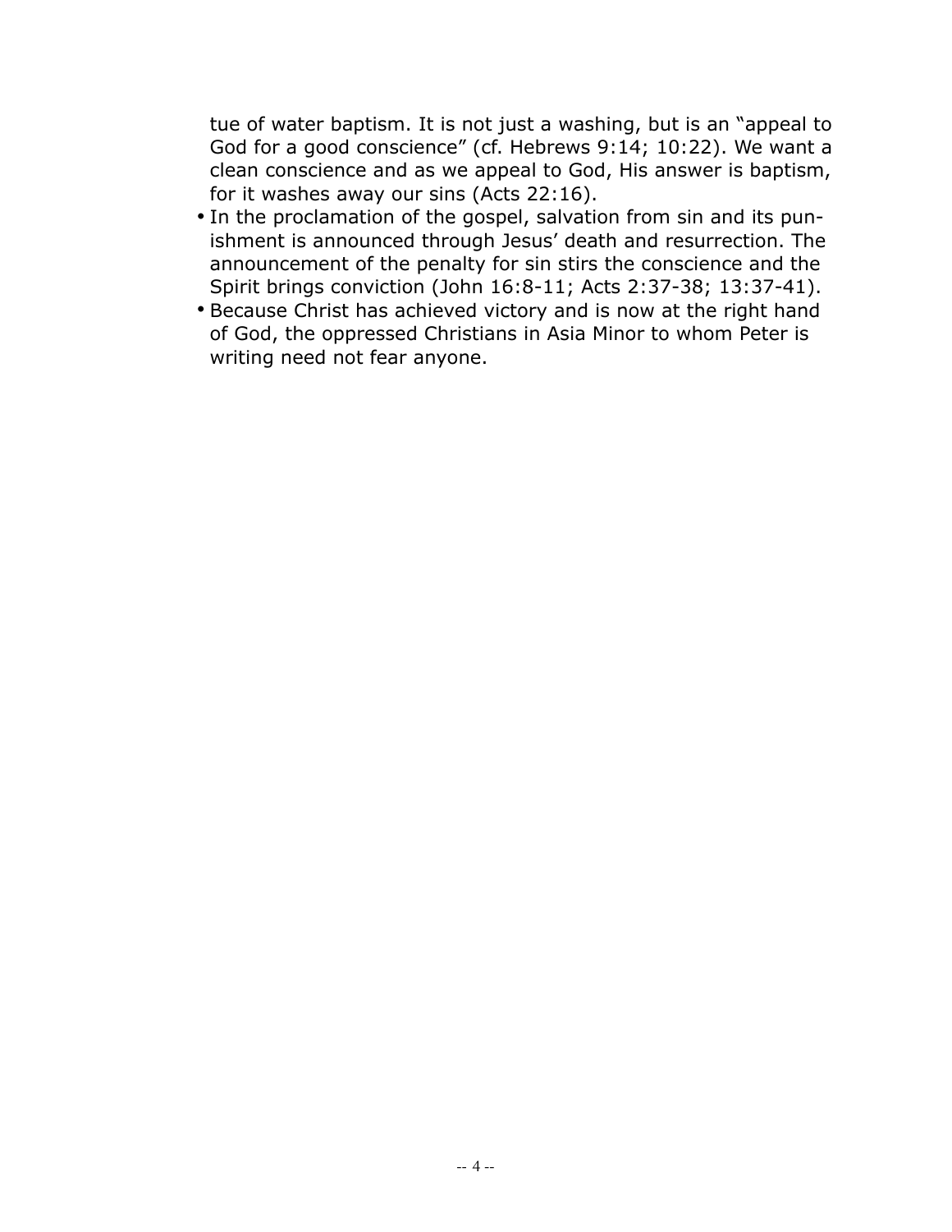tue of water baptism. It is not just a washing, but is an "appeal to God for a good conscience" (cf. Hebrews 9:14; 10:22). We want a clean conscience and as we appeal to God, His answer is baptism, for it washes away our sins (Acts 22:16).

- In the proclamation of the gospel, salvation from sin and its punishment is announced through Jesus' death and resurrection. The announcement of the penalty for sin stirs the conscience and the Spirit brings conviction (John 16:8-11; Acts 2:37-38; 13:37-41).
- Because Christ has achieved victory and is now at the right hand of God, the oppressed Christians in Asia Minor to whom Peter is writing need not fear anyone.